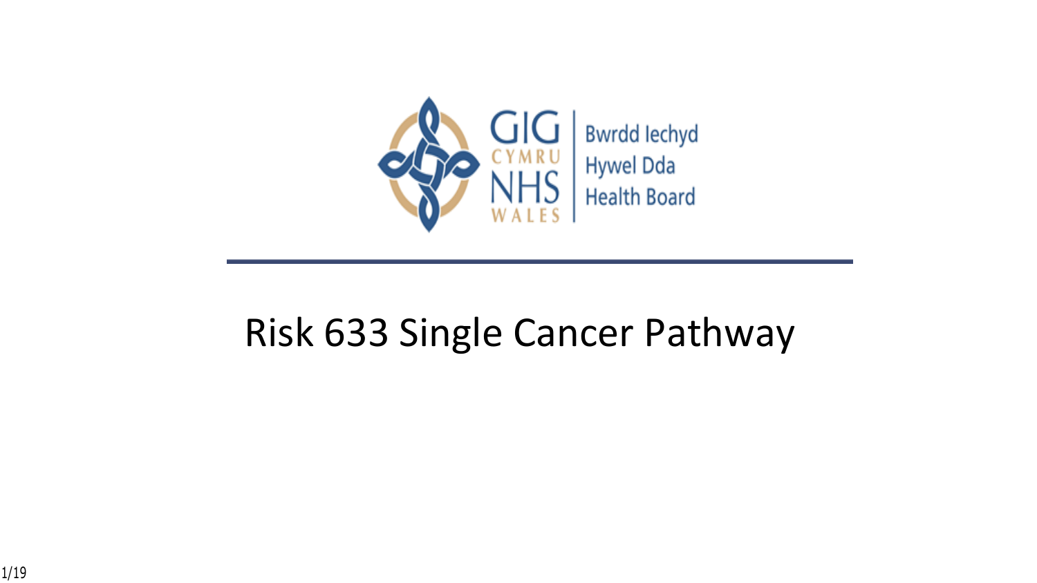GIG CYMRU NHS WALES | Bwrdd Iechyd Hywel Dda Health Board

# Risk 633 Single Cancer Pathway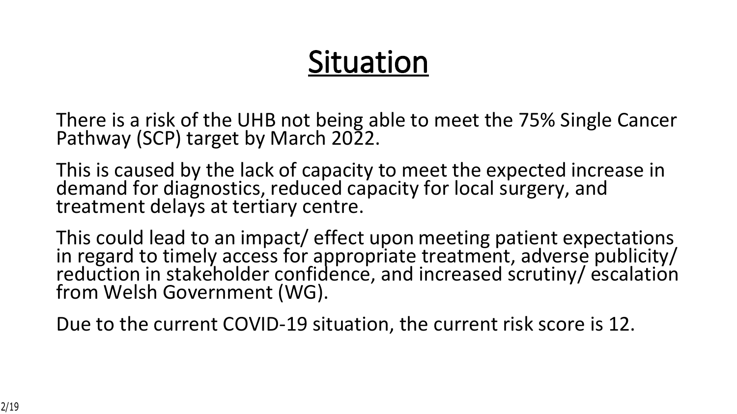# Situation

There is a risk of the UHB not being able to meet the 75% Single Cancer Pathway (SCP) target by March 2022.

This is caused by the lack of capacity to meet the expected increase in demand for diagnostics, reduced capacity for local surgery, and treatment delays at tertiary centre.

This could lead to an impact/ effect upon meeting patient expectations in regard to timely access for appropriate treatment, adverse publicity/ reduction in stakeholder confidence, and increased scrutiny/ escalation from Welsh Government (WG).

Due to the current COVID-19 situation, the current risk score is 12.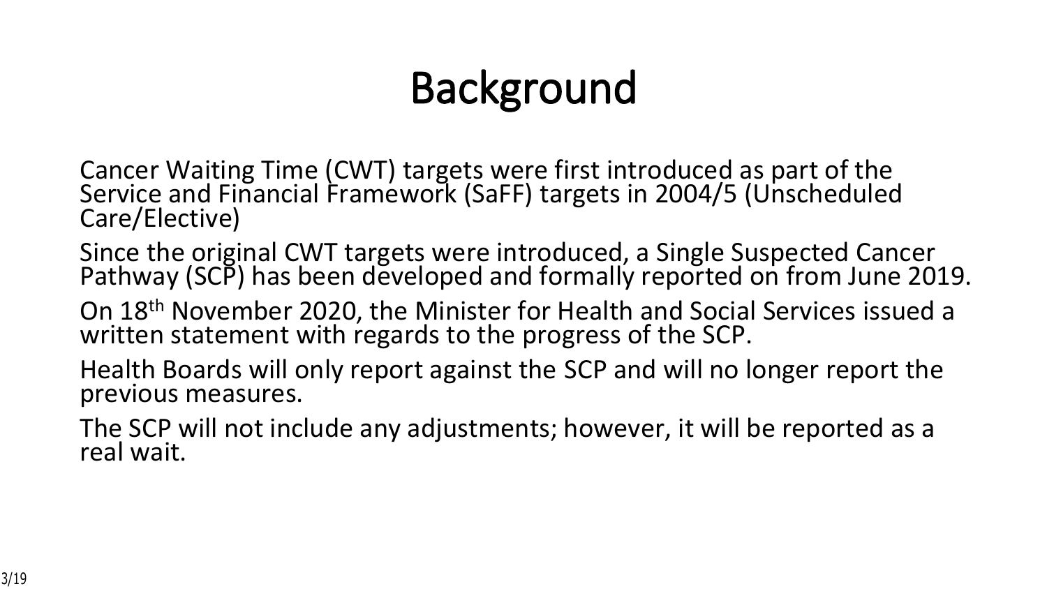# Background

Cancer Waiting Time (CWT) targets were first introduced as part of the Service and Financial Framework (SaFF) targets in 2004/5 (Unscheduled Care/Elective)

Since the original CWT targets were introduced, a Single Suspected Cancer Pathway (SCP) has been developed and formally reported on from June 2019.

On 18th November 2020, the Minister for Health and Social Services issued a written statement with regards to the progress of the SCP.

Health Boards will only report against the SCP and will no longer report the previous measures.

The SCP will not include any adjustments; however, it will be reported as a real wait.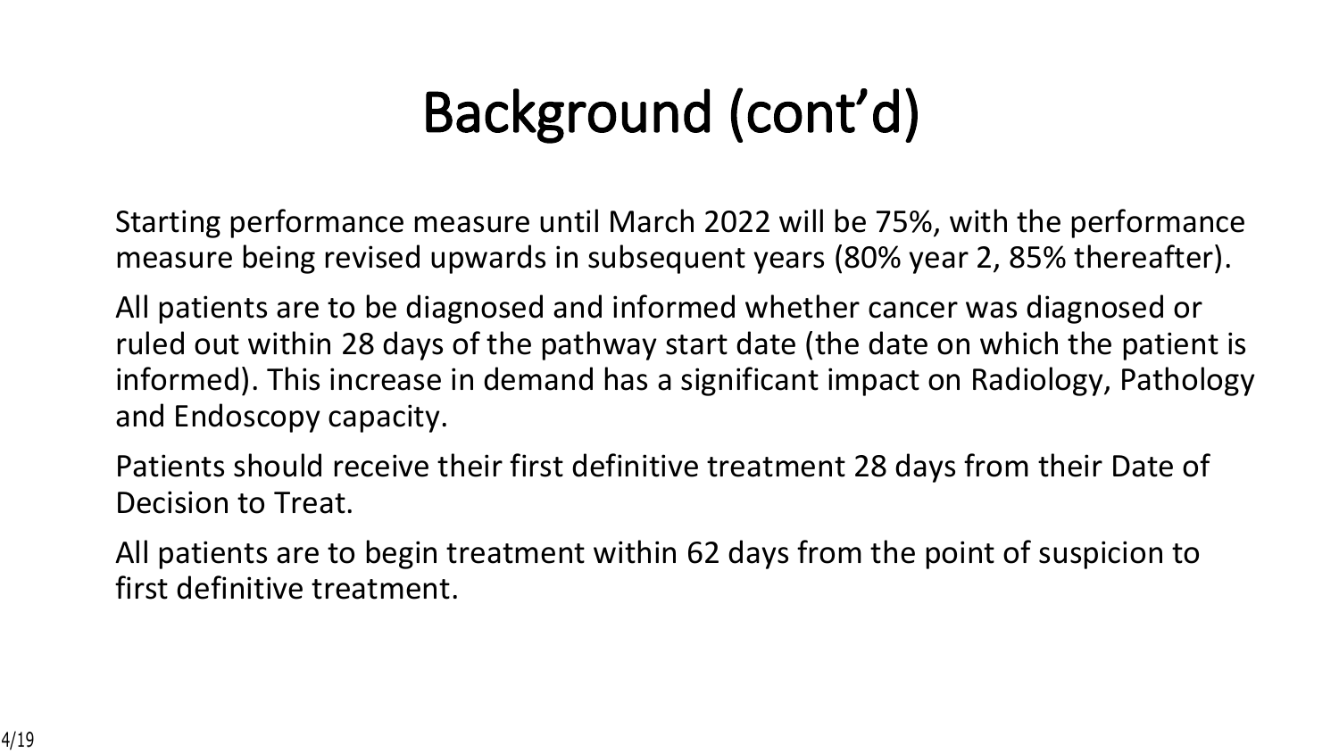# Background (cont'd)

Starting performance measure until March 2022 will be 75%, with the performance measure being revised upwards in subsequent years (80% year 2, 85% thereafter).

All patients are to be diagnosed and informed whether cancer was diagnosed or ruled out within 28 days of the pathway start date (the date on which the patient is informed). This increase in demand has a significant impact on Radiology, Pathology and Endoscopy capacity.

Patients should receive their first definitive treatment 28 days from their Date of Decision to Treat.

All patients are to begin treatment within 62 days from the point of suspicion to first definitive treatment.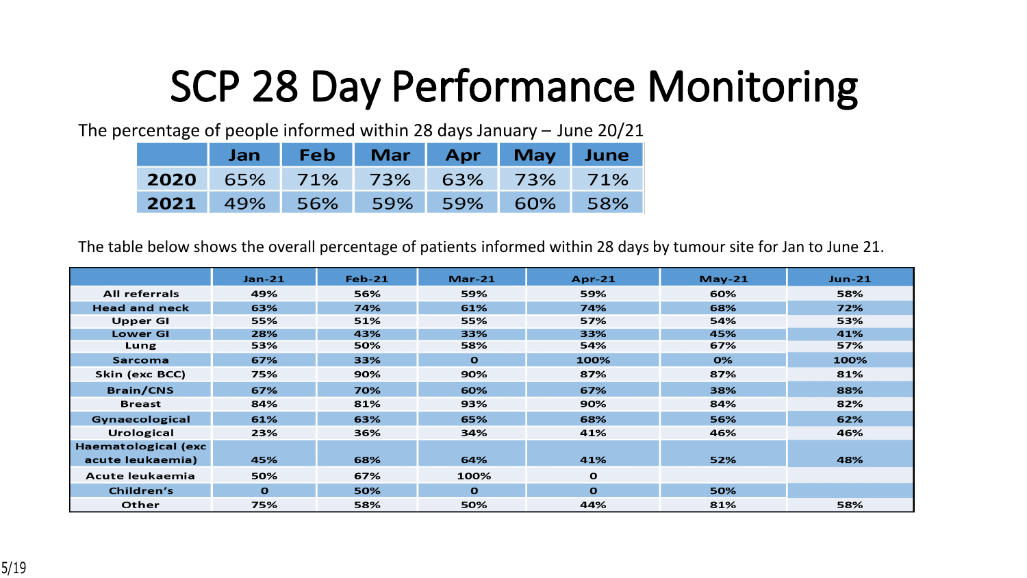# SCP 28 Day Performance Monitoring

The percentage of people informed within 28 days January – June 20/21

| | Jan | Feb | Mar | Apr | May | June |
|---|---|---|---|---|---|---|
| **2020** | 65% | 71% | 73% | 63% | 73% | 71% |
| **2021** | 49% | 56% | 59% | 59% | 60% | 58% |

The table below shows the overall percentage of patients informed within 28 days by tumour site for Jan to June 21.

| | Jan-21 | Feb-21 | Mar-21 | Apr-21 | May-21 | Jun-21 |
|---|---|---|---|---|---|---|
| All referrals | 49% | 56% | 59% | 59% | 60% | 58% |
| Head and neck | 63% | 74% | 61% | 74% | 68% | 72% |
| Upper GI | 55% | 51% | 55% | 57% | 54% | 53% |
| Lower GI | 28% | 43% | 33% | 33% | 45% | 41% |
| Lung | 53% | 50% | 58% | 54% | 67% | 57% |
| Sarcoma | 67% | 33% | 0 | 100% | 0% | 100% |
| Skin (exc BCC) | 75% | 90% | 90% | 87% | 87% | 81% |
| Brain/CNS | 67% | 70% | 60% | 67% | 38% | 88% |
| Breast | 84% | 81% | 93% | 90% | 84% | 82% |
| Gynaecological | 61% | 63% | 65% | 68% | 56% | 62% |
| Urological | 23% | 36% | 34% | 41% | 46% | 46% |
| Haematological (exc acute leukaemia) | 45% | 68% | 64% | 41% | 52% | 48% |
| Acute leukaemia | 50% | 67% | 100% | 0 | | |
| Children's | 0 | 50% | 0 | 0 | 50% | |
| Other | 75% | 58% | 50% | 44% | 81% | 58% |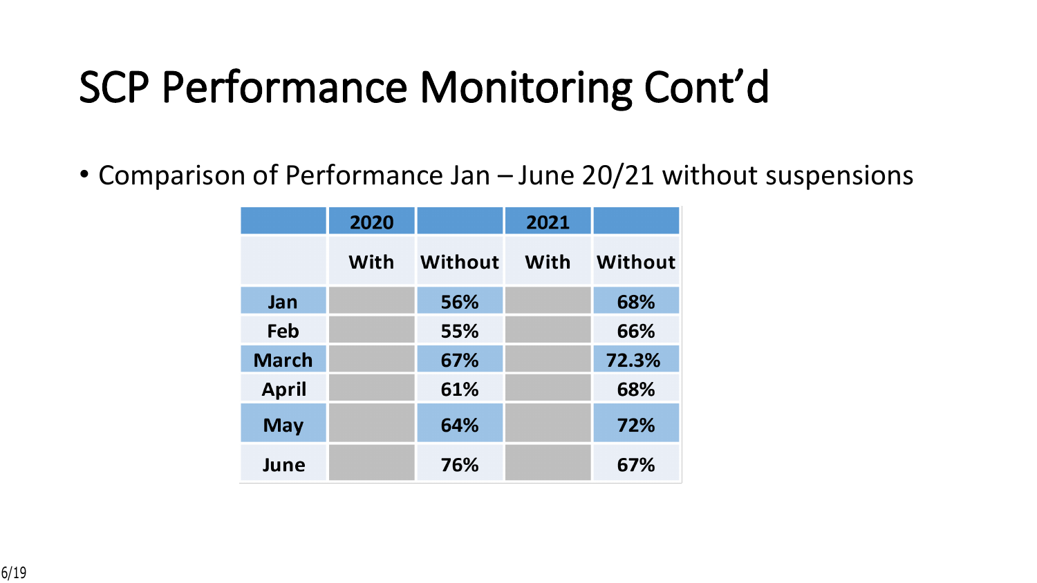# SCP Performance Monitoring Cont'd

- Comparison of Performance Jan – June 20/21 without suspensions

| | 2020 | | 2021 | |
|---|---|---|---|---|
| | With | Without | With | Without |
| Jan | | 56% | | 68% |
| Feb | | 55% | | 66% |
| March | | 67% | | 72.3% |
| April | | 61% | | 68% |
| May | | 64% | | 72% |
| June | | 76% | | 67% |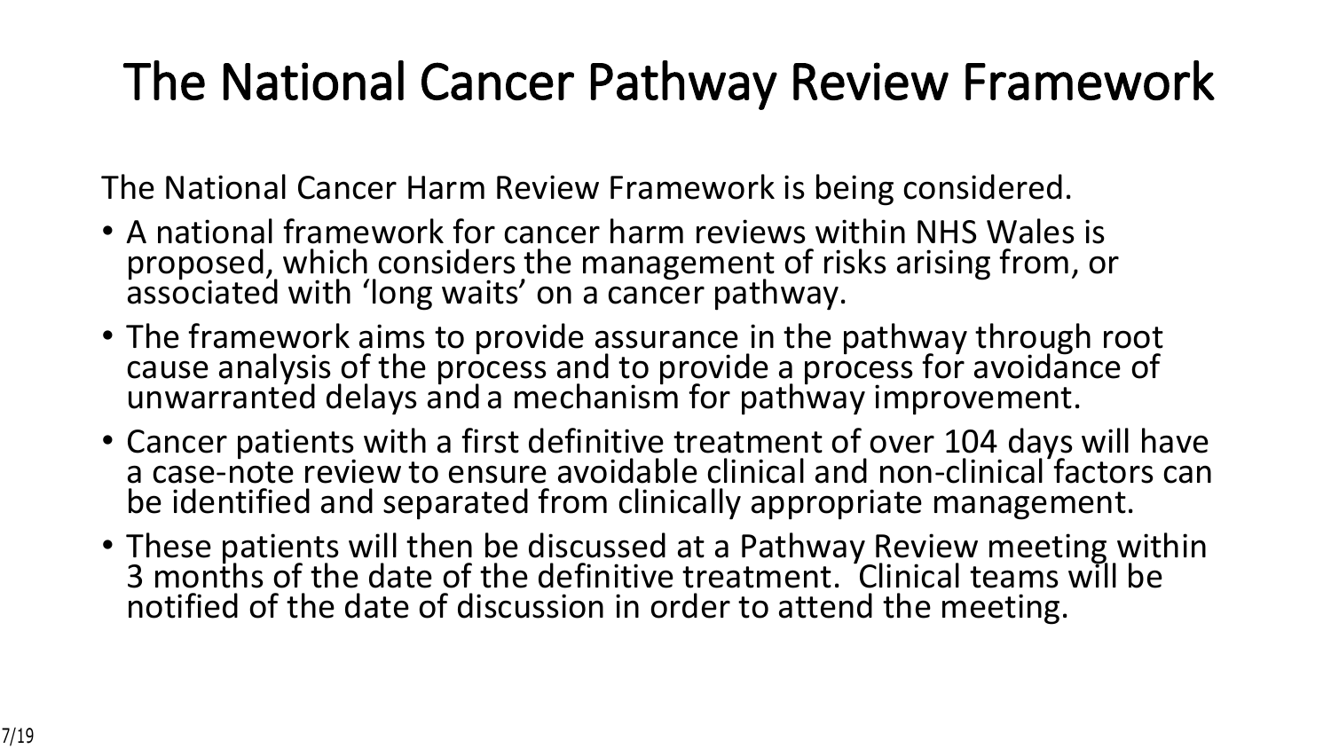# The National Cancer Pathway Review Framework

The National Cancer Harm Review Framework is being considered.

- A national framework for cancer harm reviews within NHS Wales is proposed, which considers the management of risks arising from, or associated with 'long waits' on a cancer pathway.
- The framework aims to provide assurance in the pathway through root cause analysis of the process and to provide a process for avoidance of unwarranted delays and a mechanism for pathway improvement.
- Cancer patients with a first definitive treatment of over 104 days will have a case-note review to ensure avoidable clinical and non-clinical factors can be identified and separated from clinically appropriate management.
- These patients will then be discussed at a Pathway Review meeting within 3 months of the date of the definitive treatment. Clinical teams will be notified of the date of discussion in order to attend the meeting.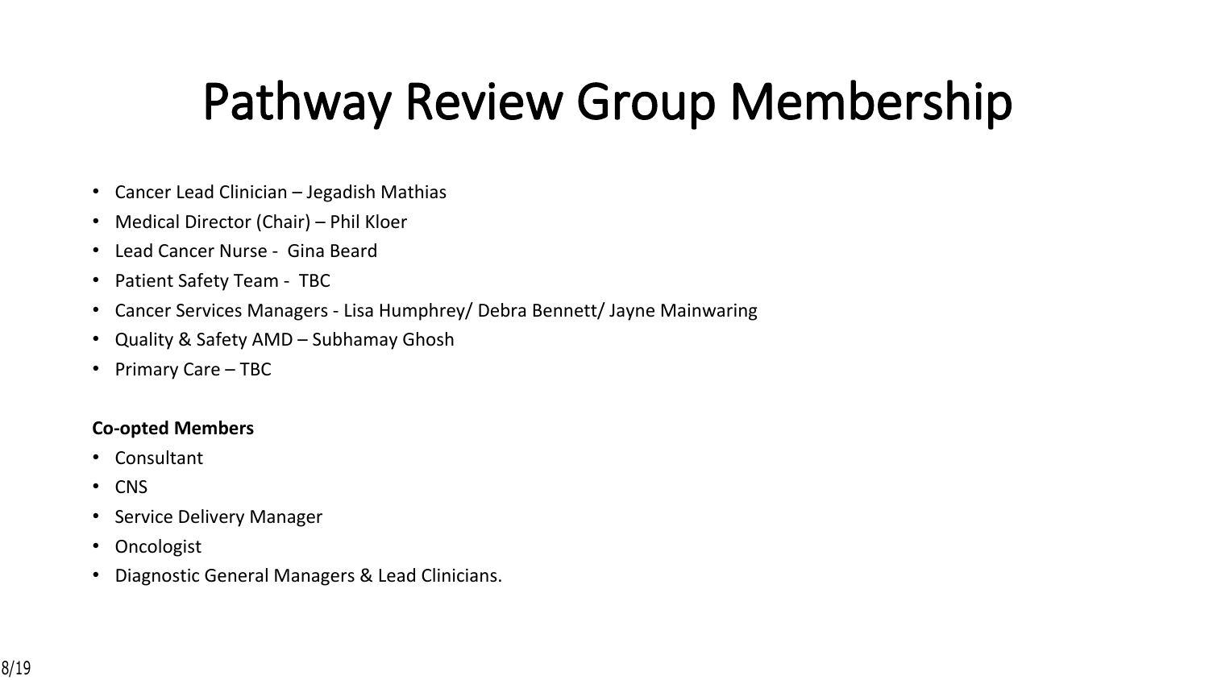# Pathway Review Group Membership

- Cancer Lead Clinician – Jegadish Mathias
- Medical Director (Chair) – Phil Kloer
- Lead Cancer Nurse - Gina Beard
- Patient Safety Team - TBC
- Cancer Services Managers - Lisa Humphrey/ Debra Bennett/ Jayne Mainwaring
- Quality & Safety AMD – Subhamay Ghosh
- Primary Care – TBC

**Co-opted Members**

- Consultant
- CNS
- Service Delivery Manager
- Oncologist
- Diagnostic General Managers & Lead Clinicians.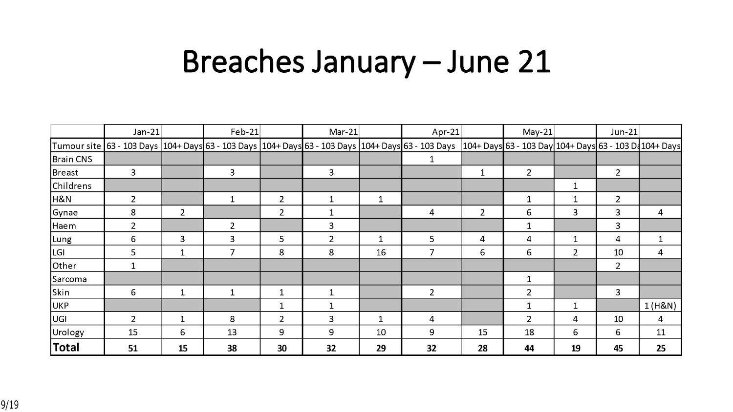# Breaches January – June 21

| | Jan-21 | | Feb-21 | | Mar-21 | | Apr-21 | | May-21 | | Jun-21 | |
|---|---|---|---|---|---|---|---|---|---|---|---|---|
| Tumour site | 63 - 103 Days | 104+ Days | 63 - 103 Days | 104+ Days | 63 - 103 Days | 104+ Days | 63 - 103 Days | 104+ Days | 63 - 103 Day | 104+ Days | 63 - 103 Da | 104+ Days |
| Brain CNS | | | | | | | 1 | | | | | |
| Breast | 3 | | 3 | | 3 | | | 1 | 2 | | 2 | |
| Childrens | | | | | | | | | | 1 | | |
| H&N | 2 | | 1 | 2 | 1 | 1 | | | 1 | 1 | 2 | |
| Gynae | 8 | 2 | | 2 | 1 | | 4 | 2 | 6 | 3 | 3 | 4 |
| Haem | 2 | | 2 | | 3 | | | | 1 | | 3 | |
| Lung | 6 | 3 | 3 | 5 | 2 | 1 | 5 | 4 | 4 | 1 | 4 | 1 |
| LGI | 5 | 1 | 7 | 8 | 8 | 16 | 7 | 6 | 6 | 2 | 10 | 4 |
| Other | 1 | | | | | | | | | | 2 | |
| Sarcoma | | | | | | | | | 1 | | | |
| Skin | 6 | 1 | 1 | 1 | 1 | | 2 | | 2 | | 3 | |
| UKP | | | | 1 | 1 | | | | 1 | 1 | | 1 (H&N) |
| UGI | 2 | 1 | 8 | 2 | 3 | 1 | 4 | | 2 | 4 | 10 | 4 |
| Urology | 15 | 6 | 13 | 9 | 9 | 10 | 9 | 15 | 18 | 6 | 6 | 11 |
| **Total** | **51** | **15** | **38** | **30** | **32** | **29** | **32** | **28** | **44** | **19** | **45** | **25** |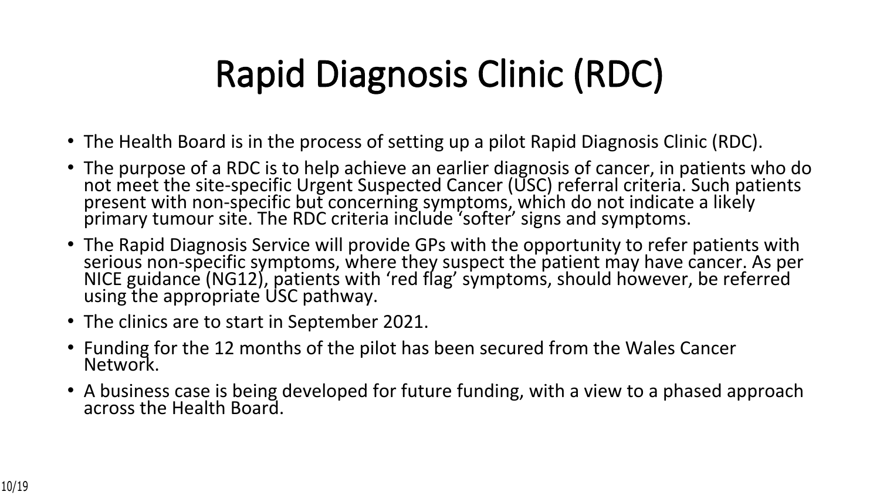# Rapid Diagnosis Clinic (RDC)

- The Health Board is in the process of setting up a pilot Rapid Diagnosis Clinic (RDC).
- The purpose of a RDC is to help achieve an earlier diagnosis of cancer, in patients who do not meet the site-specific Urgent Suspected Cancer (USC) referral criteria. Such patients present with non-specific but concerning symptoms, which do not indicate a likely primary tumour site. The RDC criteria include 'softer' signs and symptoms.
- The Rapid Diagnosis Service will provide GPs with the opportunity to refer patients with serious non-specific symptoms, where they suspect the patient may have cancer. As per NICE guidance (NG12), patients with 'red flag' symptoms, should however, be referred using the appropriate USC pathway.
- The clinics are to start in September 2021.
- Funding for the 12 months of the pilot has been secured from the Wales Cancer Network.
- A business case is being developed for future funding, with a view to a phased approach across the Health Board.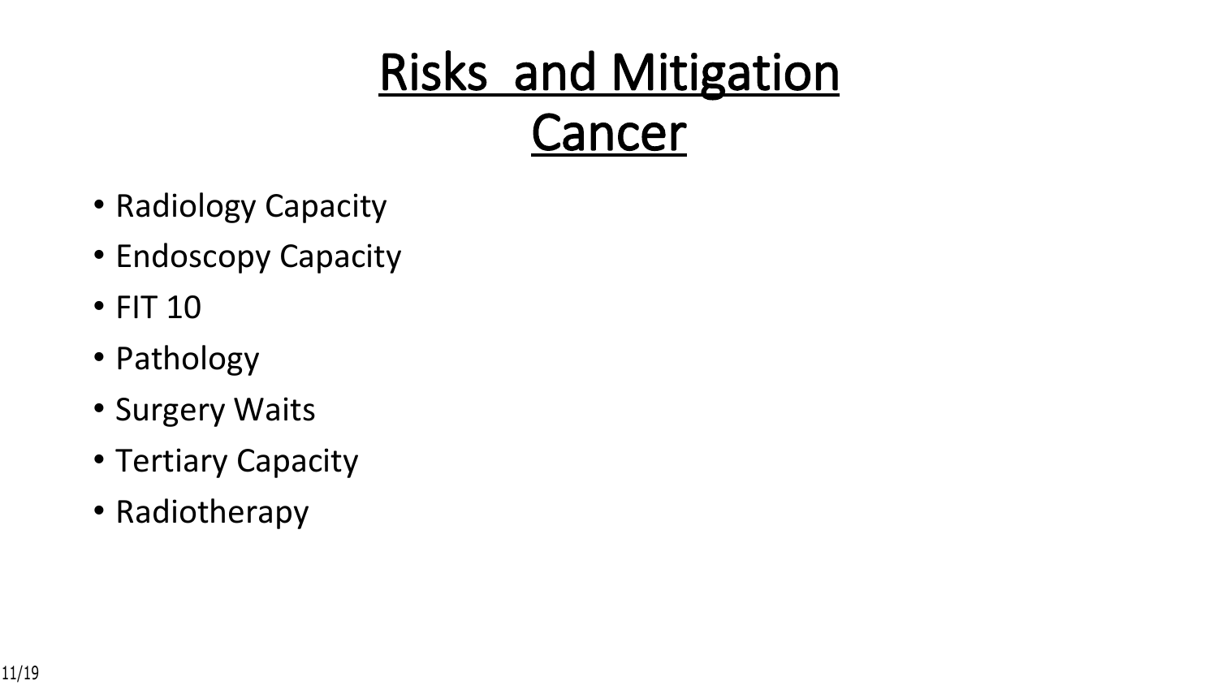# Risks and Mitigation Cancer

- Radiology Capacity
- Endoscopy Capacity
- FIT 10
- Pathology
- Surgery Waits
- Tertiary Capacity
- Radiotherapy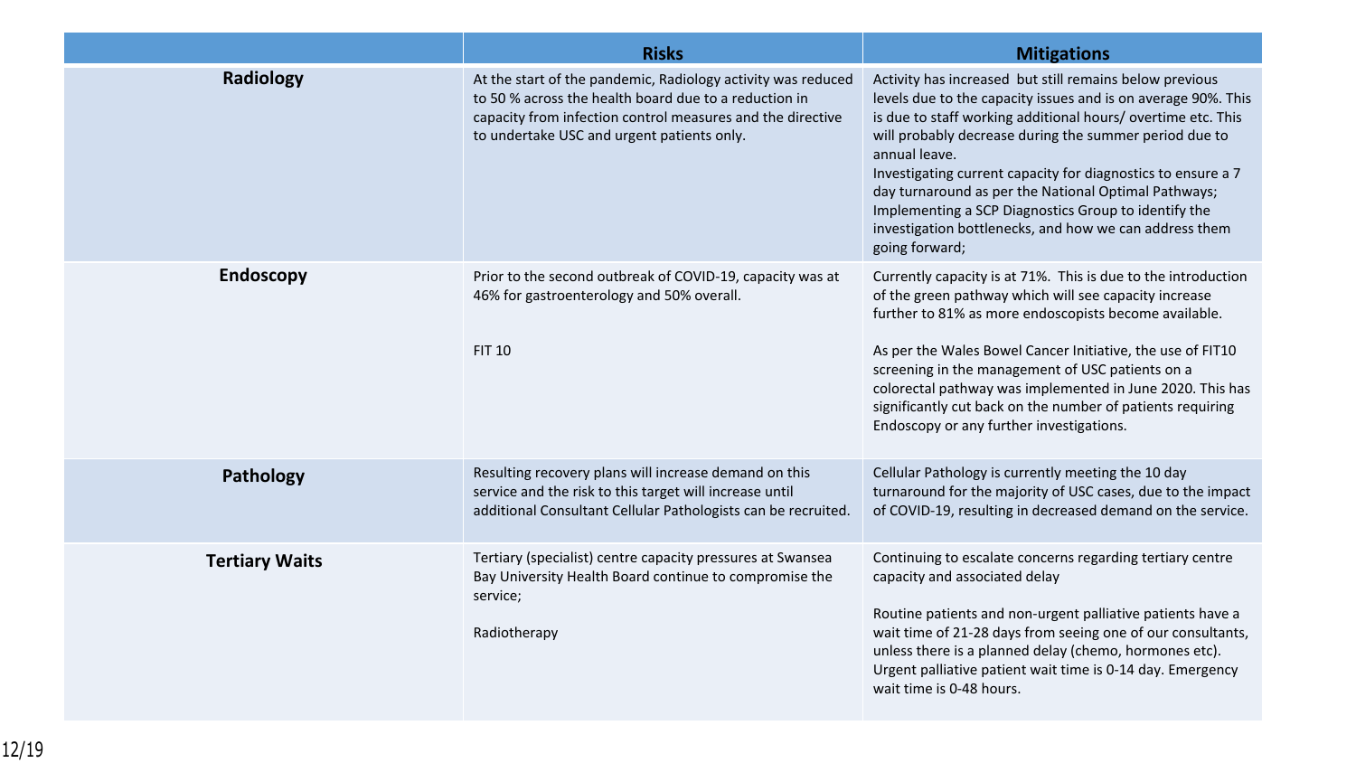| | Risks | Mitigations |
|---|---|---|
| **Radiology** | At the start of the pandemic, Radiology activity was reduced to 50 % across the health board due to a reduction in capacity from infection control measures and the directive to undertake USC and urgent patients only. | Activity has increased but still remains below previous levels due to the capacity issues and is on average 90%. This is due to staff working additional hours/ overtime etc. This will probably decrease during the summer period due to annual leave.<br>Investigating current capacity for diagnostics to ensure a 7 day turnaround as per the National Optimal Pathways; Implementing a SCP Diagnostics Group to identify the investigation bottlenecks, and how we can address them going forward; |
| **Endoscopy** | Prior to the second outbreak of COVID-19, capacity was at 46% for gastroenterology and 50% overall.<br><br>FIT 10 | Currently capacity is at 71%. This is due to the introduction of the green pathway which will see capacity increase further to 81% as more endoscopists become available.<br><br>As per the Wales Bowel Cancer Initiative, the use of FIT10 screening in the management of USC patients on a colorectal pathway was implemented in June 2020. This has significantly cut back on the number of patients requiring Endoscopy or any further investigations. |
| **Pathology** | Resulting recovery plans will increase demand on this service and the risk to this target will increase until additional Consultant Cellular Pathologists can be recruited. | Cellular Pathology is currently meeting the 10 day turnaround for the majority of USC cases, due to the impact of COVID-19, resulting in decreased demand on the service. |
| **Tertiary Waits** | Tertiary (specialist) centre capacity pressures at Swansea Bay University Health Board continue to compromise the service;<br><br>Radiotherapy | Continuing to escalate concerns regarding tertiary centre capacity and associated delay<br><br>Routine patients and non-urgent palliative patients have a wait time of 21-28 days from seeing one of our consultants, unless there is a planned delay (chemo, hormones etc). Urgent palliative patient wait time is 0-14 day. Emergency wait time is 0-48 hours. |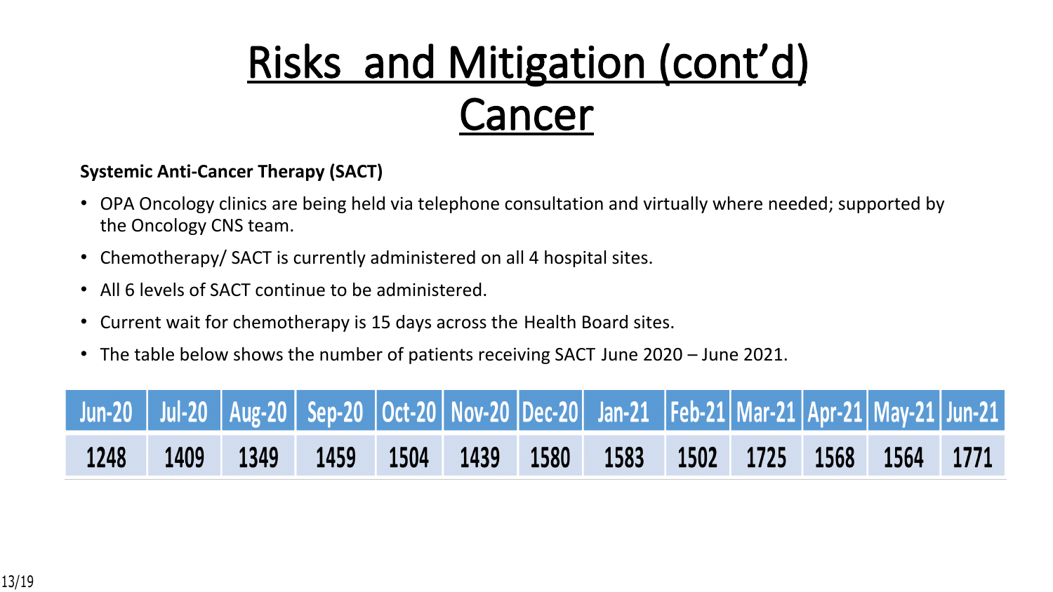# Risks and Mitigation (cont'd)
# Cancer

**Systemic Anti-Cancer Therapy (SACT)**

- OPA Oncology clinics are being held via telephone consultation and virtually where needed; supported by the Oncology CNS team.
- Chemotherapy/ SACT is currently administered on all 4 hospital sites.
- All 6 levels of SACT continue to be administered.
- Current wait for chemotherapy is 15 days across the Health Board sites.
- The table below shows the number of patients receiving SACT June 2020 – June 2021.

| Jun-20 | Jul-20 | Aug-20 | Sep-20 | Oct-20 | Nov-20 | Dec-20 | Jan-21 | Feb-21 | Mar-21 | Apr-21 | May-21 | Jun-21 |
|---|---|---|---|---|---|---|---|---|---|---|---|---|
| 1248 | 1409 | 1349 | 1459 | 1504 | 1439 | 1580 | 1583 | 1502 | 1725 | 1568 | 1564 | 1771 |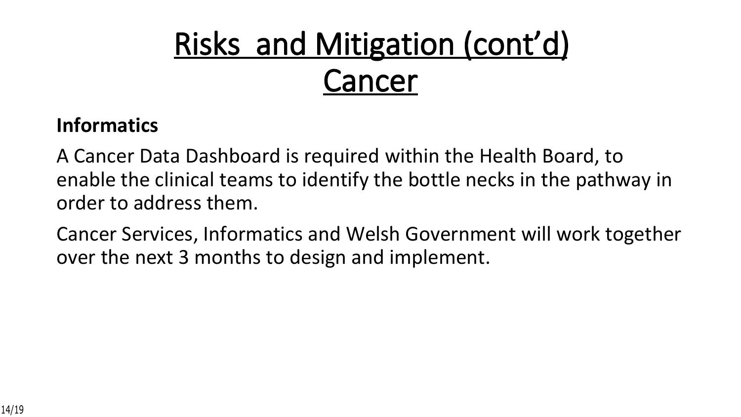# Risks and Mitigation (cont'd) Cancer

**Informatics**

A Cancer Data Dashboard is required within the Health Board, to enable the clinical teams to identify the bottle necks in the pathway in order to address them.

Cancer Services, Informatics and Welsh Government will work together over the next 3 months to design and implement.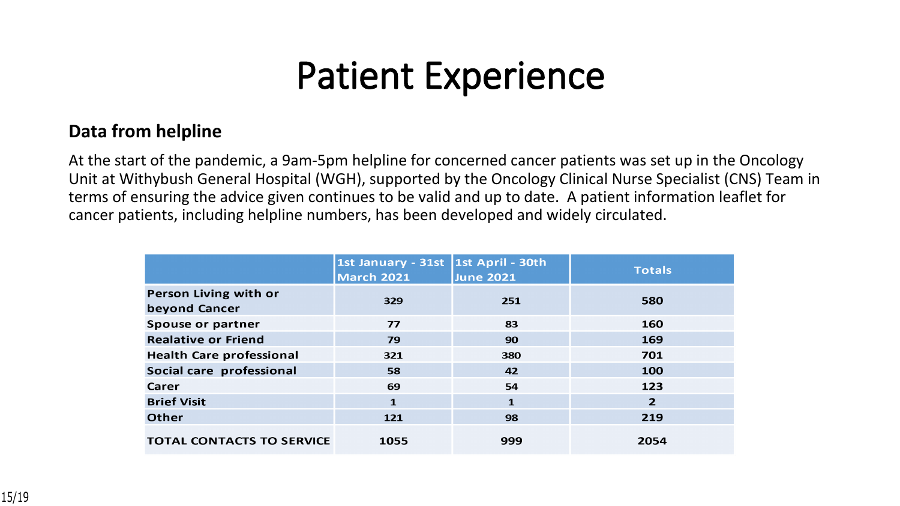# Patient Experience

**Data from helpline**

At the start of the pandemic, a 9am-5pm helpline for concerned cancer patients was set up in the Oncology Unit at Withybush General Hospital (WGH), supported by the Oncology Clinical Nurse Specialist (CNS) Team in terms of ensuring the advice given continues to be valid and up to date. A patient information leaflet for cancer patients, including helpline numbers, has been developed and widely circulated.

| | 1st January - 31st March 2021 | 1st April - 30th June 2021 | Totals |
|---|---|---|---|
| **Person Living with or beyond Cancer** | 329 | 251 | 580 |
| **Spouse or partner** | 77 | 83 | 160 |
| **Realative or Friend** | 79 | 90 | 169 |
| **Health Care professional** | 321 | 380 | 701 |
| **Social care professional** | 58 | 42 | 100 |
| **Carer** | 69 | 54 | 123 |
| **Brief Visit** | 1 | 1 | 2 |
| **Other** | 121 | 98 | 219 |
| **TOTAL CONTACTS TO SERVICE** | 1055 | 999 | 2054 |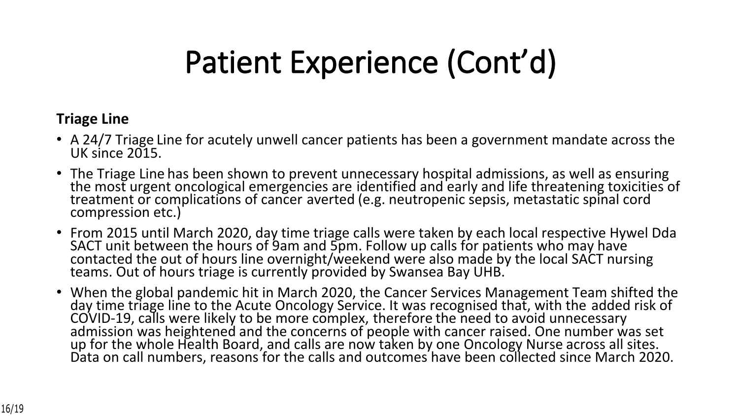# Patient Experience (Cont'd)

**Triage Line**

- A 24/7 Triage Line for acutely unwell cancer patients has been a government mandate across the UK since 2015.
- The Triage Line has been shown to prevent unnecessary hospital admissions, as well as ensuring the most urgent oncological emergencies are identified and early and life threatening toxicities of treatment or complications of cancer averted (e.g. neutropenic sepsis, metastatic spinal cord compression etc.)
- From 2015 until March 2020, day time triage calls were taken by each local respective Hywel Dda SACT unit between the hours of 9am and 5pm. Follow up calls for patients who may have contacted the out of hours line overnight/weekend were also made by the local SACT nursing teams. Out of hours triage is currently provided by Swansea Bay UHB.
- When the global pandemic hit in March 2020, the Cancer Services Management Team shifted the day time triage line to the Acute Oncology Service. It was recognised that, with the added risk of COVID-19, calls were likely to be more complex, therefore the need to avoid unnecessary admission was heightened and the concerns of people with cancer raised. One number was set up for the whole Health Board, and calls are now taken by one Oncology Nurse across all sites. Data on call numbers, reasons for the calls and outcomes have been collected since March 2020.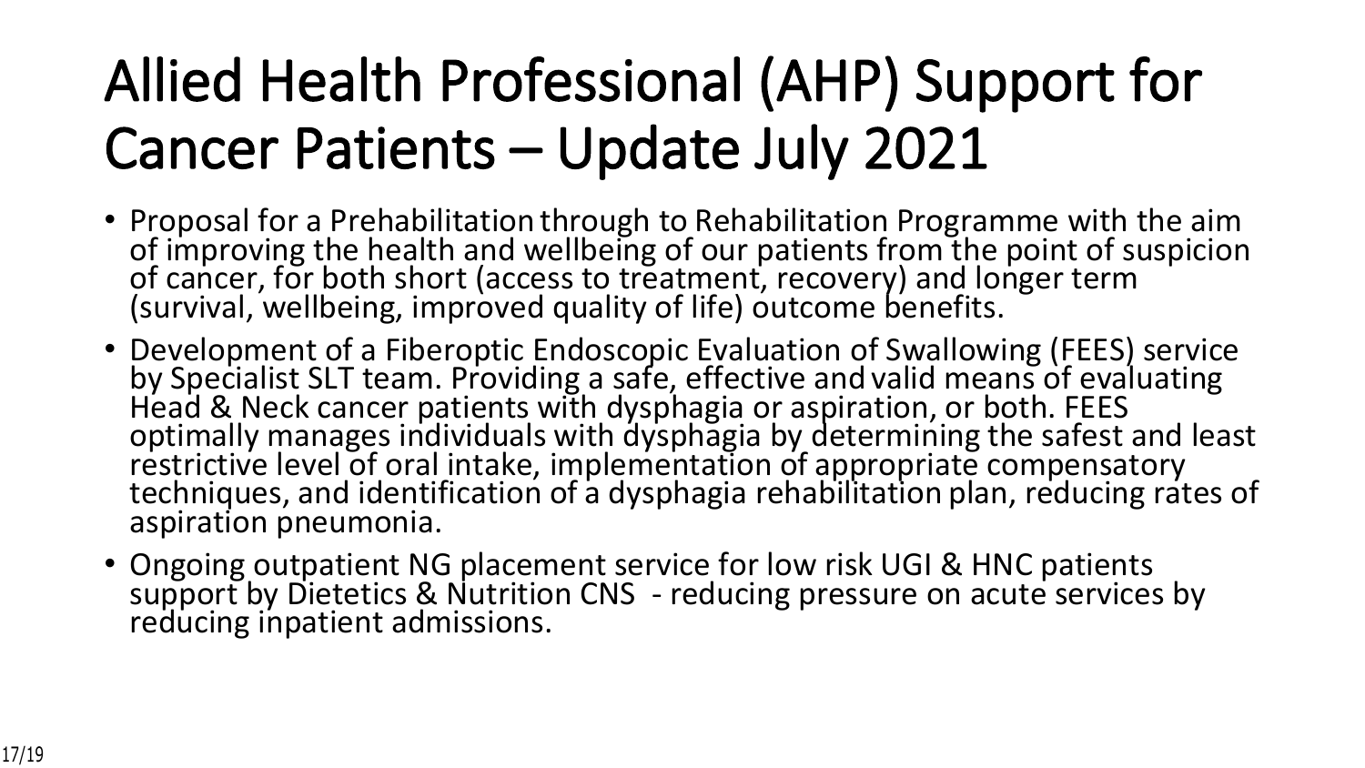# Allied Health Professional (AHP) Support for Cancer Patients – Update July 2021

- Proposal for a Prehabilitation through to Rehabilitation Programme with the aim of improving the health and wellbeing of our patients from the point of suspicion of cancer, for both short (access to treatment, recovery) and longer term (survival, wellbeing, improved quality of life) outcome benefits.
- Development of a Fiberoptic Endoscopic Evaluation of Swallowing (FEES) service by Specialist SLT team. Providing a safe, effective and valid means of evaluating Head & Neck cancer patients with dysphagia or aspiration, or both. FEES optimally manages individuals with dysphagia by determining the safest and least restrictive level of oral intake, implementation of appropriate compensatory techniques, and identification of a dysphagia rehabilitation plan, reducing rates of aspiration pneumonia.
- Ongoing outpatient NG placement service for low risk UGI & HNC patients support by Dietetics & Nutrition CNS - reducing pressure on acute services by reducing inpatient admissions.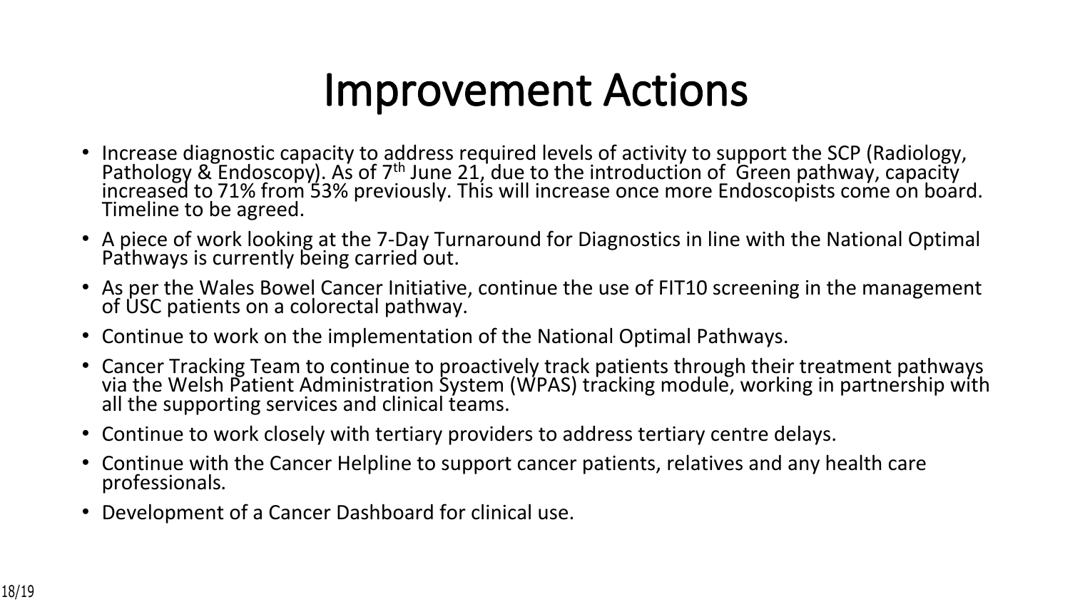# Improvement Actions

- Increase diagnostic capacity to address required levels of activity to support the SCP (Radiology, Pathology & Endoscopy). As of 7th June 21, due to the introduction of Green pathway, capacity increased to 71% from 53% previously. This will increase once more Endoscopists come on board. Timeline to be agreed.
- A piece of work looking at the 7-Day Turnaround for Diagnostics in line with the National Optimal Pathways is currently being carried out.
- As per the Wales Bowel Cancer Initiative, continue the use of FIT10 screening in the management of USC patients on a colorectal pathway.
- Continue to work on the implementation of the National Optimal Pathways.
- Cancer Tracking Team to continue to proactively track patients through their treatment pathways via the Welsh Patient Administration System (WPAS) tracking module, working in partnership with all the supporting services and clinical teams.
- Continue to work closely with tertiary providers to address tertiary centre delays.
- Continue with the Cancer Helpline to support cancer patients, relatives and any health care professionals.
- Development of a Cancer Dashboard for clinical use.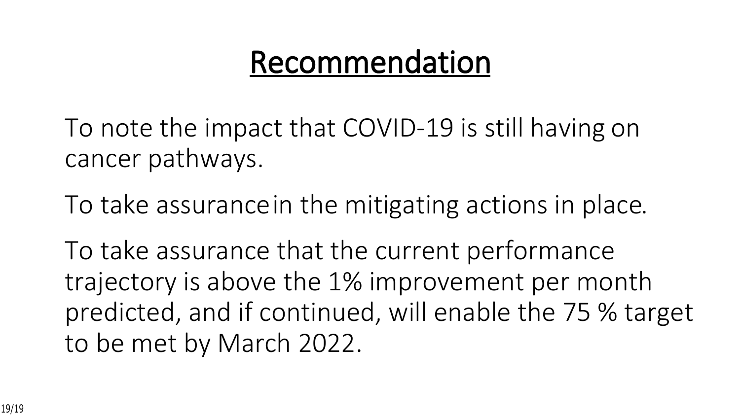# Recommendation

To note the impact that COVID-19 is still having on cancer pathways.

To take assurance in the mitigating actions in place.

To take assurance that the current performance trajectory is above the 1% improvement per month predicted, and if continued, will enable the 75 % target to be met by March 2022.